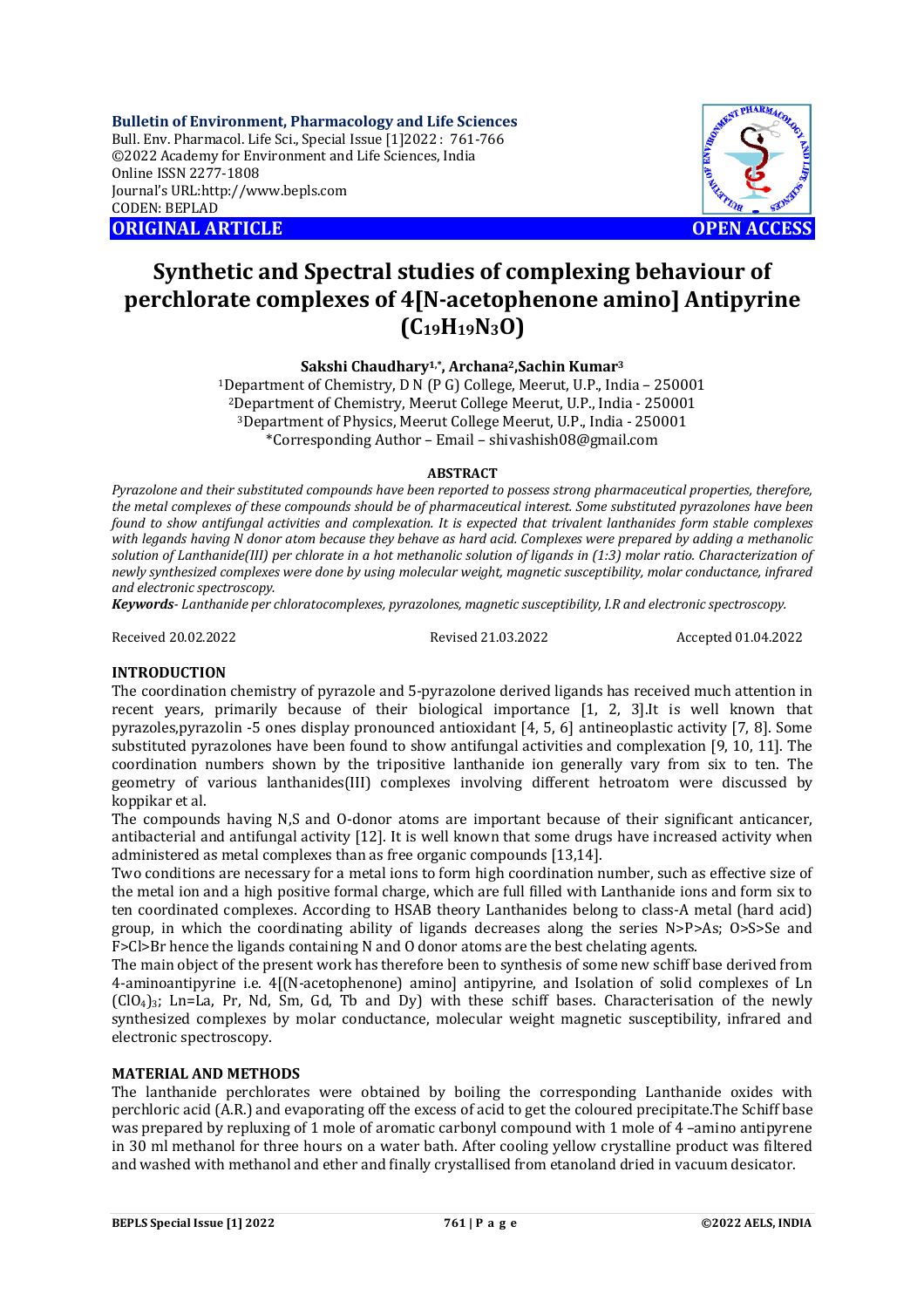Bulletin of Environment, Pharmacology and Life Sciences
Bull. Env. Pharmacol. Life Sci., Special Issue [1]2022 : 761-766
©2022 Academy for Environment and Life Sciences, India
Online ISSN 2277-1808
Journal's URL:http://www.bepls.com
CODEN: BEPLAD

**ORIGINAL ARTICLE** **OPEN ACCESS**

# Synthetic and Spectral studies of complexing behaviour of perchlorate complexes of 4[N-acetophenone amino] Antipyrine ($C_{19}H_{19}N_3O$)

**Sakshi Chaudhary[1,*], Archana[2], Sachin Kumar[3]**

[1]Department of Chemistry, D N (P G) College, Meerut, U.P., India – 250001
[2]Department of Chemistry, Meerut College Meerut, U.P., India - 250001
[3]Department of Physics, Meerut College Meerut, U.P., India - 250001
*Corresponding Author – Email – shivashish08@gmail.com

## ABSTRACT

*Pyrazolone and their substituted compounds have been reported to possess strong pharmaceutical properties, therefore, the metal complexes of these compounds should be of pharmaceutical interest. Some substituted pyrazolones have been found to show antifungal activities and complexation. It is expected that trivalent lanthanides form stable complexes with ligands having N donor atom shown because they behave as hard acid. Complexes were prepared by adding a methanolic solution of Lanthanide(III) per chlorate in a hot methanolic solution of ligands in (1:3) molar ratio. Characterization of newly synthesized complexes were done by using molecular weight, magnetic susceptibility, molar conductance, infrared and electronic spectroscopy.*

***Keywords****- Lanthanide per chloratocomplexes, pyrazolones, magnetic susceptibility, I.R and electronic spectroscopy.*

Received 20.02.2022 Revised 21.03.2022 Accepted 01.04.2022

## INTRODUCTION

The coordination chemistry of pyrazole and 5-pyrazolone derived ligands has received much attention in recent years, primarily because of their biological importance [1, 2, 3].It is well known that pyrazoles,pyrazolin -5 ones display pronounced antioxidant [4, 5, 6] antineoplastic activity [7, 8]. Some substituted pyrazolones have been found to show antifungal activities and complexation [9, 10, 11]. The coordination numbers shown by the tripositive lanthanide ion generally vary from six to ten. The geometry of various lanthanides(III) complexes involving different hetroatom were discussed by koppikar et al.

The compounds having N,S and O-donor atoms are important because of their significant anticancer, antibacterial and antifungal activity [12]. It is well known that some drugs have increased activity when administered as metal complexes than as free organic compounds [13,14].

Two conditions are necessary for a metal ions to form high coordination number, such as effective size of the metal ion and a high positive formal charge, which are full filled with Lanthanide ions and form six to ten coordinated complexes. According to HSAB theory Lanthanides belong to class-A metal (hard acid) group, in which the coordinating ability of ligands decreases along the series N>P>As; O>S>Se and F>Cl>Br hence the ligands containing N and O donor atoms are the best chelating agents.

The main object of the present work has therefore been to synthesis of some new schiff base derived from 4-aminoantipyrine i.e. 4[(N-acetophenone) amino] antipyrine, and Isolation of solid complexes of Ln $(ClO_4)_3$; Ln=La, Pr, Nd, Sm, Gd, Tb and Dy) with these schiff bases. Characterisation of the newly synthesized complexes by molar conductance, molecular weight magnetic susceptibility, infrared and electronic spectroscopy.

## MATERIAL AND METHODS

The lanthanide perchlorates were obtained by boiling the corresponding Lanthanide oxides with perchloric acid (A.R.) and evaporating off the excess of acid to get the coloured precipitate.The Schiff base was prepared by repluxing of 1 mole of aromatic carbonyl compound with 1 mole of 4 –amino antipyrene in 30 ml methanol for three hours on a water bath. After cooling yellow crystalline product was filtered and washed with methanol and ether and finally crystallised from etanoland dried in vacuum desicator.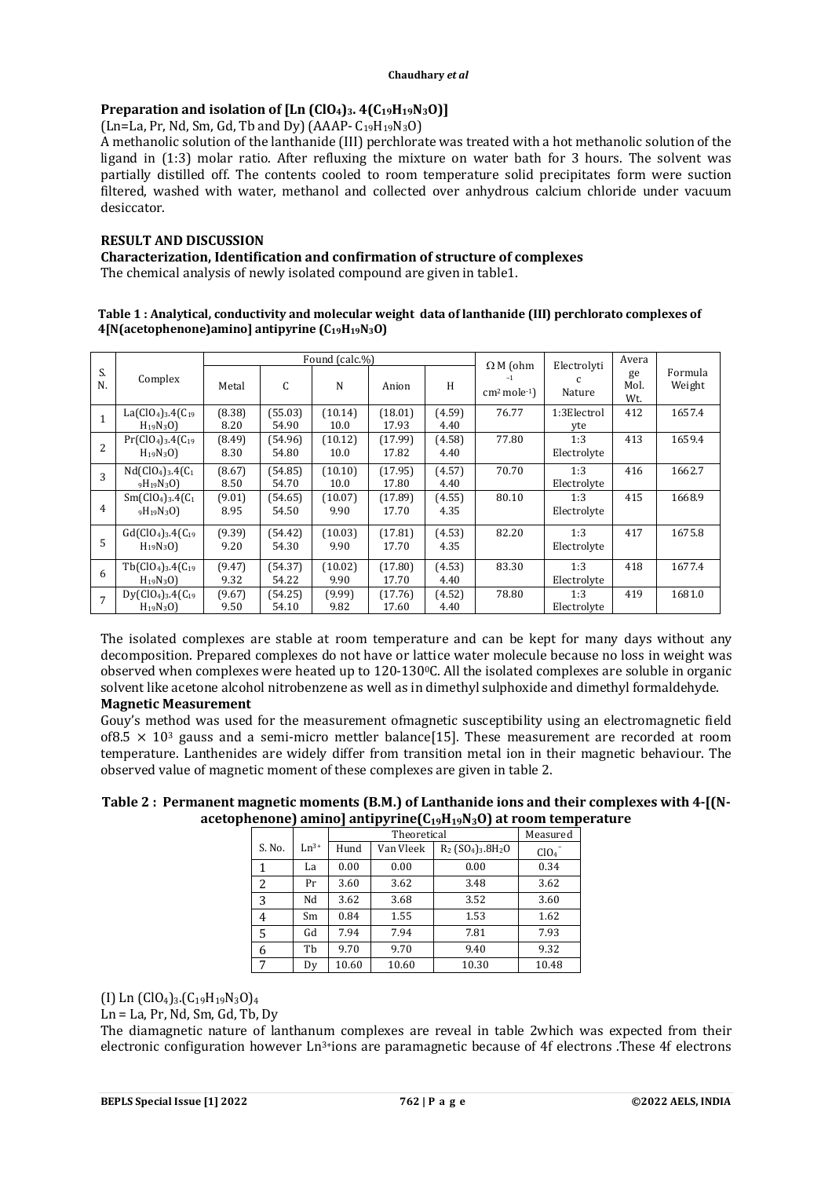### Preparation and isolation of [Ln $(ClO_4)_3$. 4($C_{19}H_{19}N_3O$)]

(Ln=La, Pr, Nd, Sm, Gd, Tb and Dy) (AAAP- $C_{19}H_{19}N_3O$)

A methanolic solution of the lanthanide (III) perchlorate was treated with a hot methanolic solution of the ligand in (1:3) molar ratio. After refluxing the mixture on water bath for 3 hours. The solvent was partially distilled off. The contents cooled to room temperature solid precipitates form were suction filtered, washed with water, methanol and collected over anhydrous calcium chloride under vacuum desiccator.

## RESULT AND DISCUSSION

### Characterization, Identification and confirmation of structure of complexes

The chemical analysis of newly isolated compound are given in table1.

**Table 1 : Analytical, conductivity and molecular weight data of lanthanide (III) perchlorato complexes of 4[N(acetophenone)amino] antipyrine ($C_{19}H_{19}N_3O$)**

| S. N. | Complex | Found (calc.%) | | | | | Ω M (ohm $^{-1}$ cm² mole$^{-1}$) | Electrolytic Nature | Average Mol. Wt. | Formula Weight |
|---|---|---|---|---|---|---|---|---|---|---|
| | | Metal | C | N | Anion | H | | | | |
| 1 | $La(ClO_4)_3.4(C_{19}H_{19}N_3O)$ | (8.38) 8.20 | (55.03) 54.90 | (10.14) 10.0 | (18.01) 17.93 | (4.59) 4.40 | 76.77 | 1:3Electrolyte | 412 | 1657.4 |
| 2 | $Pr(ClO_4)_3.4(C_{19}H_{19}N_3O)$ | (8.49) 8.30 | (54.96) 54.80 | (10.12) 10.0 | (17.99) 17.82 | (4.58) 4.40 | 77.80 | 1:3 Electrolyte | 413 | 1659.4 |
| 3 | $Nd(ClO_4)_3.4(C_{19}H_{19}N_3O)$ | (8.67) 8.50 | (54.85) 54.70 | (10.10) 10.0 | (17.95) 17.80 | (4.57) 4.40 | 70.70 | 1:3 Electrolyte | 416 | 1662.7 |
| 4 | $Sm(ClO_4)_3.4(C_{19}H_{19}N_3O)$ | (9.01) 8.95 | (54.65) 54.50 | (10.07) 9.90 | (17.89) 17.70 | (4.55) 4.35 | 80.10 | 1:3 Electrolyte | 415 | 1668.9 |
| 5 | $Gd(ClO_4)_3.4(C_{19}H_{19}N_3O)$ | (9.39) 9.20 | (54.42) 54.30 | (10.03) 9.90 | (17.81) 17.70 | (4.53) 4.35 | 82.20 | 1:3 Electrolyte | 417 | 1675.8 |
| 6 | $Tb(ClO_4)_3.4(C_{19}H_{19}N_3O)$ | (9.47) 9.32 | (54.37) 54.22 | (10.02) 9.90 | (17.80) 17.70 | (4.53) 4.40 | 83.30 | 1:3 Electrolyte | 418 | 1677.4 |
| 7 | $Dy(ClO_4)_3.4(C_{19}H_{19}N_3O)$ | (9.67) 9.50 | (54.25) 54.10 | (9.99) 9.82 | (17.76) 17.60 | (4.52) 4.40 | 78.80 | 1:3 Electrolyte | 419 | 1681.0 |

The isolated complexes are stable at room temperature and can be kept for many days without any decomposition. Prepared complexes do not have or lattice water molecule because no loss in weight was observed when complexes were heated up to 120-130°C. All the isolated complexes are soluble in organic solvent like acetone alcohol nitrobenzene as well as in dimethyl sulphoxide and dimethyl formaldehyde.

### Magnetic Measurement

Gouy's method was used for the measurement ofmagnetic susceptibility using an electromagnetic field of8.5 × 10³ gauss and a semi-micro mettler balance[15]. These measurement are recorded at room temperature. Lanthenides are widely differ from transition metal ion in their magnetic behaviour. The observed value of magnetic moment of these complexes are given in table 2.

**Table 2 : Permanent magnetic moments (B.M.) of Lanthanide ions and their complexes with 4-[(N-acetophenone) amino] antipyrine($C_{19}H_{19}N_3O$) at room temperature**

| S. No. | $Ln^{3+}$ | Theoretical | | | Measured |
|---|---|---|---|---|---|
| | | Hund | Van Vleek | $R_2(SO_4)_3.8H_2O$ | $ClO_4^-$ |
| 1 | La | 0.00 | 0.00 | 0.00 | 0.34 |
| 2 | Pr | 3.60 | 3.62 | 3.48 | 3.62 |
| 3 | Nd | 3.62 | 3.68 | 3.52 | 3.60 |
| 4 | Sm | 0.84 | 1.55 | 1.53 | 1.62 |
| 5 | Gd | 7.94 | 7.94 | 7.81 | 7.93 |
| 6 | Tb | 9.70 | 9.70 | 9.40 | 9.32 |
| 7 | Dy | 10.60 | 10.60 | 10.30 | 10.48 |

(I) Ln $(ClO_4)_3.(C_{19}H_{19}N_3O)_4$

Ln = La, Pr, Nd, Sm, Gd, Tb, Dy

The diamagnetic nature of lanthanum complexes are reveal in table 2which was expected from their electronic configuration however $Ln^{3+}$ions are paramagnetic because of 4f electrons .These 4f electrons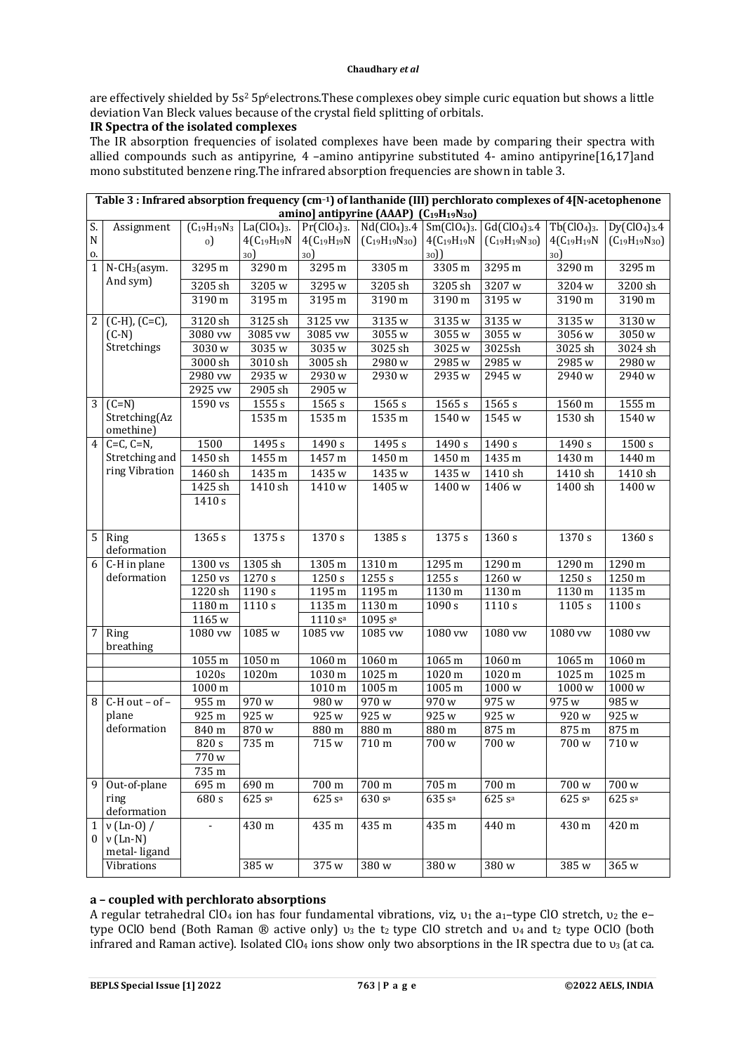are effectively shielded by $5s^2$ $5p^6$electrons.These complexes obey simple curic equation but shows a little deviation Van Bleck values because of the crystal field splitting of orbitals.

**IR Spectra of the isolated complexes**

The IR absorption frequencies of isolated complexes have been made by comparing their spectra with allied compounds such as antipyrine, 4 –amino antipyrine substituted 4- amino antipyrine[16,17]and mono substituted benzene ring.The infrared absorption frequencies are shown in table 3.

**Table 3 : Infrared absorption frequency ($cm^{-1}$) of lanthanide (III) perchlorato complexes of 4[N-acetophenone amino] antipyrine (AAAP) ($C_{19}H_{19}N_{30}$)**

| S. No. | Assignment | ($C_{19}H_{19}N_{3}$ o) | $La(ClO_4)_3$. $4(C_{19}H_{19}N_{30})$ | $Pr(ClO_4)_3$. $4(C_{19}H_{19}N_{30})$ | $Nd(ClO_4)_3$.4 ($C_{19}H_{19}N_{30}$) | $Sm(ClO_4)_3$. $4(C_{19}H_{19}N_{30})$) | $Gd(ClO_4)_3$.4 ($C_{19}H_{19}N_{30}$) | $Tb(ClO_4)_3$. $4(C_{19}H_{19}N_{30})$ | $Dy(ClO_4)_3$.4 ($C_{19}H_{19}N_{30}$) |
|---|---|---|---|---|---|---|---|---|---|
| 1 | $N-CH_3$(asym. And sym) | 3295 m | 3290 m | 3295 m | 3305 m | 3305 m | 3295 m | 3290 m | 3295 m |
| | | 3205 sh | 3205 w | 3295 w | 3205 sh | 3205 sh | 3207 w | 3204 w | 3200 sh |
| | | 3190 m | 3195 m | 3195 m | 3190 m | 3190 m | 3195 w | 3190 m | 3190 m |
| 2 | (C-H), (C=C), (C-N) Stretchings | 3120 sh | 3125 sh | 3125 vw | 3135 w | 3135 w | 3135 w | 3135 w | 3130 w |
| | | 3080 vw | 3085 vw | 3085 vw | 3055 w | 3055 w | 3055 w | 3056 w | 3050 w |
| | | 3030 w | 3035 w | 3035 w | 3025 sh | 3025 w | 3025sh | 3025 sh | 3024 sh |
| | | 3000 sh | 3010 sh | 3005 sh | 2980 w | 2985 w | 2985 w | 2985 w | 2980 w |
| | | 2980 vw | 2935 w | 2930 w | 2930 w | 2935 w | 2945 w | 2940 w | 2940 w |
| | | 2925 vw | 2905 sh | 2905 w | | | | | |
| 3 | (C=N) Stretching(Azomethine) | 1590 vs | 1555 s | 1565 s | 1565 s | 1565 s | 1565 s | 1560 m | 1555 m |
| | | | 1535 m | 1535 m | 1535 m | 1540 w | 1545 w | 1530 sh | 1540 w |
| 4 | C=C, C=N, Stretching and ring Vibration | 1500 | 1495 s | 1490 s | 1495 s | 1490 s | 1490 s | 1490 s | 1500 s |
| | | 1450 sh | 1455 m | 1457 m | 1450 m | 1450 m | 1435 m | 1430 m | 1440 m |
| | | 1460 sh | 1435 m | 1435 w | 1435 w | 1435 w | 1410 sh | 1410 sh | 1410 sh |
| | | 1425 sh | 1410 sh | 1410 w | 1405 w | 1400 w | 1406 w | 1400 sh | 1400 w |
| | | 1410 s | | | | | | | |
| 5 | Ring deformation | 1365 s | 1375 s | 1370 s | 1385 s | 1375 s | 1360 s | 1370 s | 1360 s |
| 6 | C-H in plane deformation | 1300 vs | 1305 sh | 1305 m | 1310 m | 1295 m | 1290 m | 1290 m | 1290 m |
| | | 1250 vs | 1270 s | 1250 s | 1255 s | 1255 s | 1260 w | 1250 s | 1250 m |
| | | 1220 sh | 1190 s | 1195 m | 1195 m | 1130 m | 1130 m | 1130 m | 1135 m |
| | | 1180 m | 1110 s | 1135 m | 1130 m | 1090 s | 1110 s | 1105 s | 1100 s |
| | | 1165 w | | 1110 s[a] | 1095 s[a] | | | | |
| 7 | Ring breathing | 1080 vw | 1085 w | 1085 vw | 1085 vw | 1080 vw | 1080 vw | 1080 vw | 1080 vw |
| | | 1055 m | 1050 m | 1060 m | 1060 m | 1065 m | 1060 m | 1065 m | 1060 m |
| | | 1020s | 1020m | 1030 m | 1025 m | 1020 m | 1020 m | 1025 m | 1025 m |
| | | 1000 m | | 1010 m | 1005 m | 1005 m | 1000 w | 1000 w | 1000 w |
| 8 | C-H out – of – plane deformation | 955 m | 970 w | 980 w | 970 w | 970 w | 975 w | 975 w | 985 w |
| | | 925 m | 925 w | 925 w | 925 w | 925 w | 925 w | 920 w | 925 w |
| | | 840 m | 870 w | 880 m | 880 m | 880 m | 875 m | 875 m | 875 m |
| | | 820 s | 735 m | 715 w | 710 m | 700 w | 700 w | 700 w | 710 w |
| | | 770 w | | | | | | | |
| | | 735 m | | | | | | | |
| 9 | Out-of-plane ring deformation | 695 m | 690 m | 700 m | 700 m | 705 m | 700 m | 700 w | 700 w |
| | | 680 s | 625 s[a] | 625 s[a] | 630 s[a] | 635 s[a] | 625 s[a] | 625 s[a] | 625 s[a] |
| 10 | ν (Ln-O) / ν (Ln-N) metal- ligand Vibrations | - | 430 m | 435 m | 435 m | 435 m | 440 m | 430 m | 420 m |
| | | | 385 w | 375 w | 380 w | 380 w | 380 w | 385 w | 365 w |

**a – coupled with perchlorato absorptions**

A regular tetrahedral $ClO_4$ ion has four fundamental vibrations, viz, $\upsilon_1$ the $a_1$–type ClO stretch, $\upsilon_2$ the e–type OClO bend (Both Raman ® active only) $\upsilon_3$ the $t_2$ type ClO stretch and $\upsilon_4$ and $t_2$ type OClO (both infrared and Raman active). Isolated $ClO_4$ ions show only two absorptions in the IR spectra due to $\upsilon_3$ (at ca.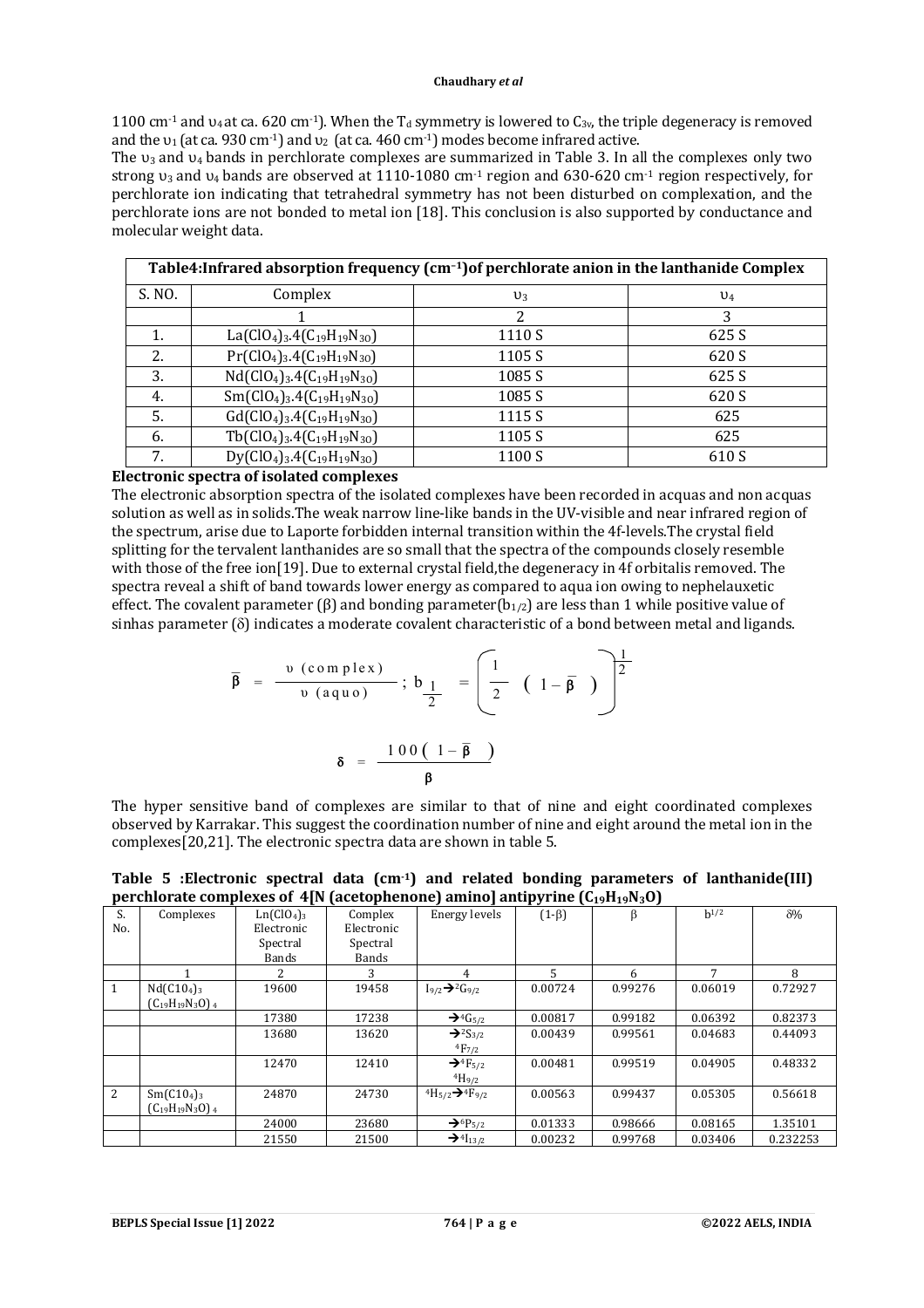1100 $cm^{-1}$ and $\upsilon_4$ at ca. 620 $cm^{-1}$). When the $T_d$ symmetry is lowered to $C_{3v}$, the triple degeneracy is removed and the $\upsilon_1$ (at ca. 930 $cm^{-1}$) and $\upsilon_2$ (at ca. 460 $cm^{-1}$) modes become infrared active.

The $\upsilon_3$ and $\upsilon_4$ bands in perchlorate complexes are summarized in Table 3. In all the complexes only two strong $\upsilon_3$ and $\upsilon_4$ bands are observed at 1110-1080 $cm^{-1}$ region and 630-620 $cm^{-1}$ region respectively, for perchlorate ion indicating that tetrahedral symmetry has not been disturbed on complexation, and the perchlorate ions are not bonded to metal ion [18]. This conclusion is also supported by conductance and molecular weight data.

**Table4:Infrared absorption frequency ($cm^{-1}$)of perchlorate anion in the lanthanide Complex**

| S. NO. | Complex | $\upsilon_3$ | $\upsilon_4$ |
|---|---|---|---|
| | 1 | 2 | 3 |
| 1. | $La(ClO_4)_3.4(C_{19}H_{19}N_{30})$ | 1110 S | 625 S |
| 2. | $Pr(ClO_4)_3.4(C_{19}H_{19}N_{30})$ | 1105 S | 620 S |
| 3. | $Nd(ClO_4)_3.4(C_{19}H_{19}N_{30})$ | 1085 S | 625 S |
| 4. | $Sm(ClO_4)_3.4(C_{19}H_{19}N_{30})$ | 1085 S | 620 S |
| 5. | $Gd(ClO_4)_3.4(C_{19}H_{19}N_{30})$ | 1115 S | 625 |
| 6. | $Tb(ClO_4)_3.4(C_{19}H_{19}N_{30})$ | 1105 S | 625 |
| 7. | $Dy(ClO_4)_3.4(C_{19}H_{19}N_{30})$ | 1100 S | 610 S |

**Electronic spectra of isolated complexes**

The electronic absorption spectra of the isolated complexes have been recorded in acquas and non acquas solution as well as in solids.The weak narrow line-like bands in the UV-visible and near infrared region of the spectrum, arise due to Laporte forbidden internal transition within the 4f-levels.The crystal field splitting for the tervalent lanthanides are so small that the spectra of the compounds closely resemble with those of the free ion[19]. Due to external crystal field,the degeneracy in 4f orbitalis removed. The spectra reveal a shift of band towards lower energy as compared to aqua ion owing to nephelauxetic effect. The covalent parameter ($\beta$) and bonding parameter($b_{1/2}$) are less than 1 while positive value of sinhas parameter ($\delta$) indicates a moderate covalent characteristic of a bond between metal and ligands.

$$\bar{\beta} = \frac{\upsilon\ (complex)}{\upsilon\ (aquo)}\ ;\ b_{\frac{1}{2}} = \left( \frac{1}{2} \left( 1 - \bar{\beta} \right) \right)^{\frac{1}{2}}$$

$$\delta = \frac{100\left( 1 - \bar{\beta} \right)}{\beta}$$

The hyper sensitive band of complexes are similar to that of nine and eight coordinated complexes observed by Karrakar. This suggest the coordination number of nine and eight around the metal ion in the complexes[20,21]. The electronic spectra data are shown in table 5.

**Table 5 :Electronic spectral data ($cm^{-1}$) and related bonding parameters of lanthanide(III) perchlorate complexes of 4[N (acetophenone) amino] antipyrine ($C_{19}H_{19}N_3O$)**

| S. No. | Complexes | $Ln(ClO_4)_3$ Electronic Spectral Bands | Complex Electronic Spectral Bands | Energy levels | $(1-\beta)$ | $\beta$ | $b^{1/2}$ | $\delta$% |
|---|---|---|---|---|---|---|---|---|
| | 1 | 2 | 3 | 4 | 5 | 6 | 7 | 8 |
| 1 | $Nd(C10_4)_3$ $(C_{19}H_{19}N_3O)_4$ | 19600 | 19458 | $I_{9/2} \rightarrow {}^2G_{9/2}$ | 0.00724 | 0.99276 | 0.06019 | 0.72927 |
| | | 17380 | 17238 | $\rightarrow {}^4G_{5/2}$ | 0.00817 | 0.99182 | 0.06392 | 0.82373 |
| | | 13680 | 13620 | $\rightarrow {}^2S_{3/2}$ ${}^4F_{7/2}$ | 0.00439 | 0.99561 | 0.04683 | 0.44093 |
| | | 12470 | 12410 | $\rightarrow {}^4F_{5/2}$ ${}^4H_{9/2}$ | 0.00481 | 0.99519 | 0.04905 | 0.48332 |
| 2 | $Sm(C10_4)_3$ $(C_{19}H_{19}N_3O)_4$ | 24870 | 24730 | ${}^4H_{5/2} \rightarrow {}^4F_{9/2}$ | 0.00563 | 0.99437 | 0.05305 | 0.56618 |
| | | 24000 | 23680 | $\rightarrow {}^6P_{5/2}$ | 0.01333 | 0.98666 | 0.08165 | 1.35101 |
| | | 21550 | 21500 | $\rightarrow {}^4I_{13/2}$ | 0.00232 | 0.99768 | 0.03406 | 0.232253 |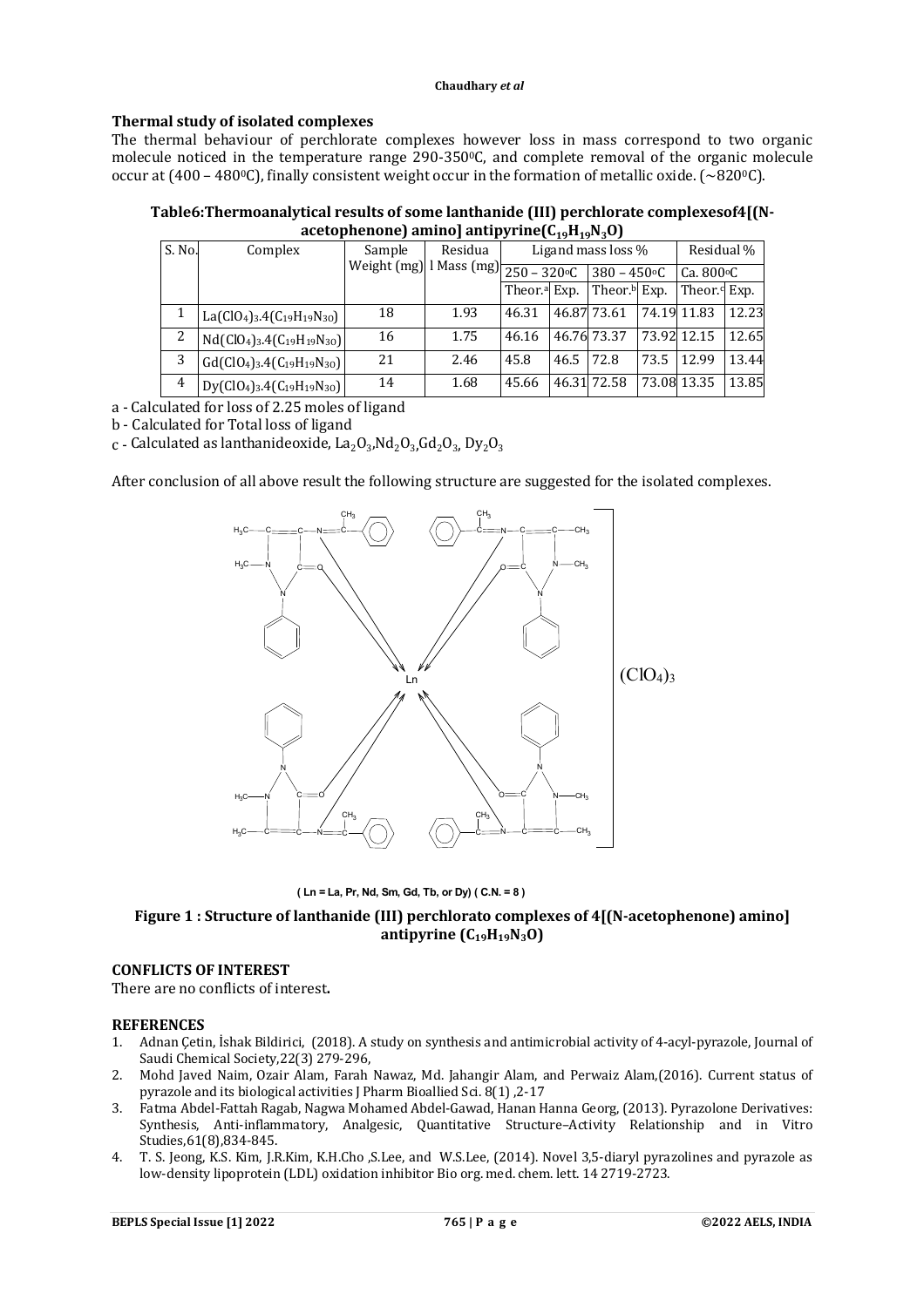### Thermal study of isolated complexes

The thermal behaviour of perchlorate complexes however loss in mass correspond to two organic molecule noticed in the temperature range 290-350°C, and complete removal of the organic molecule occur at (400 – 480°C), finally consistent weight occur in the formation of metallic oxide. (~820°C).

**Table6:Thermoanalytical results of some lanthanide (III) perchlorate complexesof4[(N-acetophenone) amino] antipyrine($C_{19}H_{19}N_3O$)**

| S. No. | Complex | Sample Weight (mg) | Residual Mass (mg) | Ligand mass loss % | | | | Residual % | |
|---|---|---|---|---|---|---|---|---|---|
| | | | | 250 – 320°C | | 380 – 450°C | | Ca. 800°C | |
| | | | | Theor.[a] | Exp. | Theor.[b] | Exp. | Theor.[c] | Exp. |
| 1 | $La(ClO_4)_3.4(C_{19}H_{19}N_{3}O)$ | 18 | 1.93 | 46.31 | 46.87 | 73.61 | 74.19 | 11.83 | 12.23 |
| 2 | $Nd(ClO_4)_3.4(C_{19}H_{19}N_{3}O)$ | 16 | 1.75 | 46.16 | 46.76 | 73.37 | 73.92 | 12.15 | 12.65 |
| 3 | $Gd(ClO_4)_3.4(C_{19}H_{19}N_{3}O)$ | 21 | 2.46 | 45.8 | 46.5 | 72.8 | 73.5 | 12.99 | 13.44 |
| 4 | $Dy(ClO_4)_3.4(C_{19}H_{19}N_{3}O)$ | 14 | 1.68 | 45.66 | 46.31 | 72.58 | 73.08 | 13.35 | 13.85 |

a - Calculated for loss of 2.25 moles of ligand

b - Calculated for Total loss of ligand

c - Calculated as lanthanideoxide, $La_2O_3$, $Nd_2O_3$, $Gd_2O_3$, $Dy_2O_3$

After conclusion of all above result the following structure are suggested for the isolated complexes.

( Ln = La, Pr, Nd, Sm, Gd, Tb, or Dy) ( C.N. = 8 )

**Figure 1 : Structure of lanthanide (III) perchlorato complexes of 4[(N-acetophenone) amino] antipyrine ($C_{19}H_{19}N_3O$)**

### CONFLICTS OF INTEREST

There are no conflicts of interest.

### REFERENCES

1. Adnan Çetin, İshak Bildirici, (2018). A study on synthesis and antimicrobial activity of 4-acyl-pyrazole, Journal of Saudi Chemical Society,22(3) 279-296,
2. Mohd Javed Naim, Ozair Alam, Farah Nawaz, Md. Jahangir Alam, and Perwaiz Alam,(2016). Current status of pyrazole and its biological activities J Pharm Bioallied Sci. 8(1) ,2-17
3. Fatma Abdel-Fattah Ragab, Nagwa Mohamed Abdel-Gawad, Hanan Hanna Georg, (2013). Pyrazolone Derivatives: Synthesis, Anti-inflammatory, Analgesic, Quantitative Structure–Activity Relationship and in Vitro Studies,61(8),834-845.
4. T. S. Jeong, K.S. Kim, J.R.Kim, K.H.Cho ,S.Lee, and W.S.Lee, (2014). Novel 3,5-diaryl pyrazolines and pyrazole as low-density lipoprotein (LDL) oxidation inhibitor Bio org. med. chem. lett. 14 2719-2723.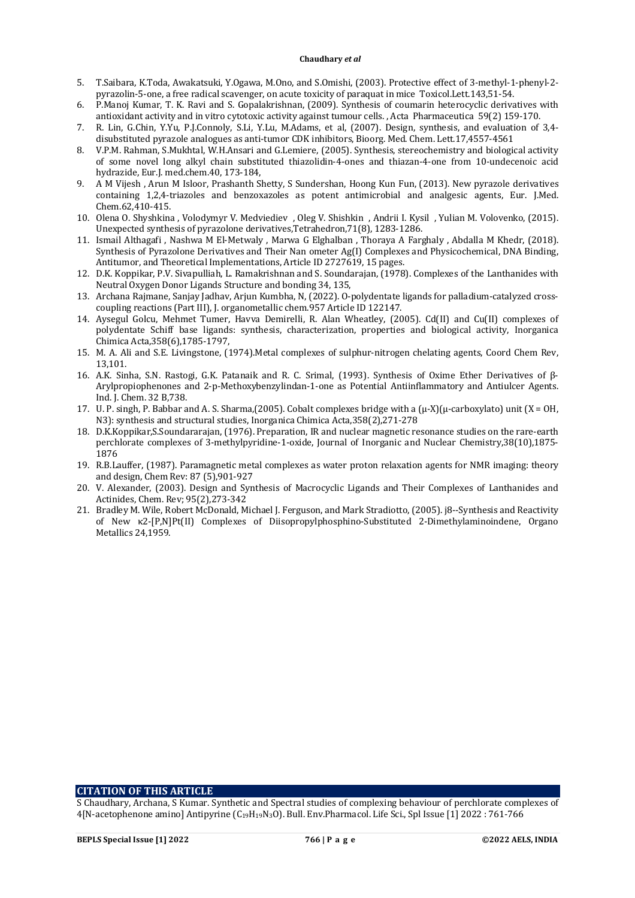5. T.Saibara, K.Toda, Awakatsuki, Y.Ogawa, M.Ono, and S.Omishi, (2003). Protective effect of 3-methyl-1-phenyl-2-pyrazolin-5-one, a free radical scavenger, on acute toxicity of paraquat in mice Toxicol.Lett.143,51-54.
6. P.Manoj Kumar, T. K. Ravi and S. Gopalakrishnan, (2009). Synthesis of coumarin heterocyclic derivatives with antioxidant activity and in vitro cytotoxic activity against tumour cells. , Acta Pharmaceutica 59(2) 159-170.
7. R. Lin, G.Chin, Y.Yu, P.J.Connoly, S.Li, Y.Lu, M.Adams, et al, (2007). Design, synthesis, and evaluation of 3,4-disubstituted pyrazole analogues as anti-tumor CDK inhibitors, Bioorg. Med. Chem. Lett.17,4557-4561
8. V.P.M. Rahman, S.Mukhtal, W.H.Ansari and G.Lemiere, (2005). Synthesis, stereochemistry and biological activity of some novel long alkyl chain substituted thiazolidin-4-ones and thiazan-4-one from 10-undecenoic acid hydrazide, Eur.J. med.chem.40, 173-184,
9. A M Vijesh , Arun M Isloor, Prashanth Shetty, S Sundershan, Hoong Kun Fun, (2013). New pyrazole derivatives containing 1,2,4-triazoles and benzoxazoles as potent antimicrobial and analgesic agents, Eur. J.Med. Chem.62,410-415.
10. Olena O. Shyshkina , Volodymyr V. Medviediev , Oleg V. Shishkin , Andrii I. Kysil , Yulian M. Volovenko, (2015). Unexpected synthesis of pyrazolone derivatives,Tetrahedron,71(8), 1283-1286.
11. Ismail Althagafi , Nashwa M El-Metwaly , Marwa G Elghalban , Thoraya A Farghaly , Abdalla M Khedr, (2018). Synthesis of Pyrazolone Derivatives and Their Nan ometer Ag(I) Complexes and Physicochemical, DNA Binding, Antitumor, and Theoretical Implementations, Article ID 2727619, 15 pages.
12. D.K. Koppikar, P.V. Sivapulliah, L. Ramakrishnan and S. Soundarajan, (1978). Complexes of the Lanthanides with Neutral Oxygen Donor Ligands Structure and bonding 34, 135,
13. Archana Rajmane, Sanjay Jadhav, Arjun Kumbha, N, (2022). O-polydentate ligands for palladium-catalyzed cross-coupling reactions (Part III), J. organometallic chem.957 Article ID 122147.
14. Aysegul Golcu, Mehmet Tumer, Havva Demirelli, R. Alan Wheatley, (2005). Cd(II) and Cu(II) complexes of polydentate Schiff base ligands: synthesis, characterization, properties and biological activity, Inorganica Chimica Acta,358(6),1785-1797,
15. M. A. Ali and S.E. Livingstone, (1974).Metal complexes of sulphur-nitrogen chelating agents, Coord Chem Rev, 13,101.
16. A.K. Sinha, S.N. Rastogi, G.K. Patanaik and R. C. Srimal, (1993). Synthesis of Oxime Ether Derivatives of β-Arylpropiophenones and 2-p-Methoxybenzylindan-1-one as Potential Antiinflammatory and Antiulcer Agents. Ind. J. Chem. 32 B,738.
17. U. P. singh, P. Babbar and A. S. Sharma,(2005). Cobalt complexes bridge with a (μ-X)(μ-carboxylato) unit (X = OH, N3): synthesis and structural studies, Inorganica Chimica Acta,358(2),271-278
18. D.K.Koppikar,S.Soundararajan, (1976). Preparation, IR and nuclear magnetic resonance studies on the rare-earth perchlorate complexes of 3-methylpyridine-1-oxide, Journal of Inorganic and Nuclear Chemistry,38(10),1875-1876
19. R.B.Lauffer, (1987). Paramagnetic metal complexes as water proton relaxation agents for NMR imaging: theory and design, Chem Rev: 87 (5),901-927
20. V. Alexander, (2003). Design and Synthesis of Macrocyclic Ligands and Their Complexes of Lanthanides and Actinides, Chem. Rev; 95(2),273-342
21. Bradley M. Wile, Robert McDonald, Michael J. Ferguson, and Mark Stradiotto, (2005). j8--Synthesis and Reactivity of New κ2-[P,N]Pt(II) Complexes of Diisopropylphosphino-Substituted 2-Dimethylaminoindene, Organo Metallics 24,1959.

## CITATION OF THIS ARTICLE

S Chaudhary, Archana, S Kumar. Synthetic and Spectral studies of complexing behaviour of perchlorate complexes of 4[N-acetophenone amino] Antipyrine ($C_{19}H_{19}N_3O$). Bull. Env.Pharmacol. Life Sci., Spl Issue [1] 2022 : 761-766